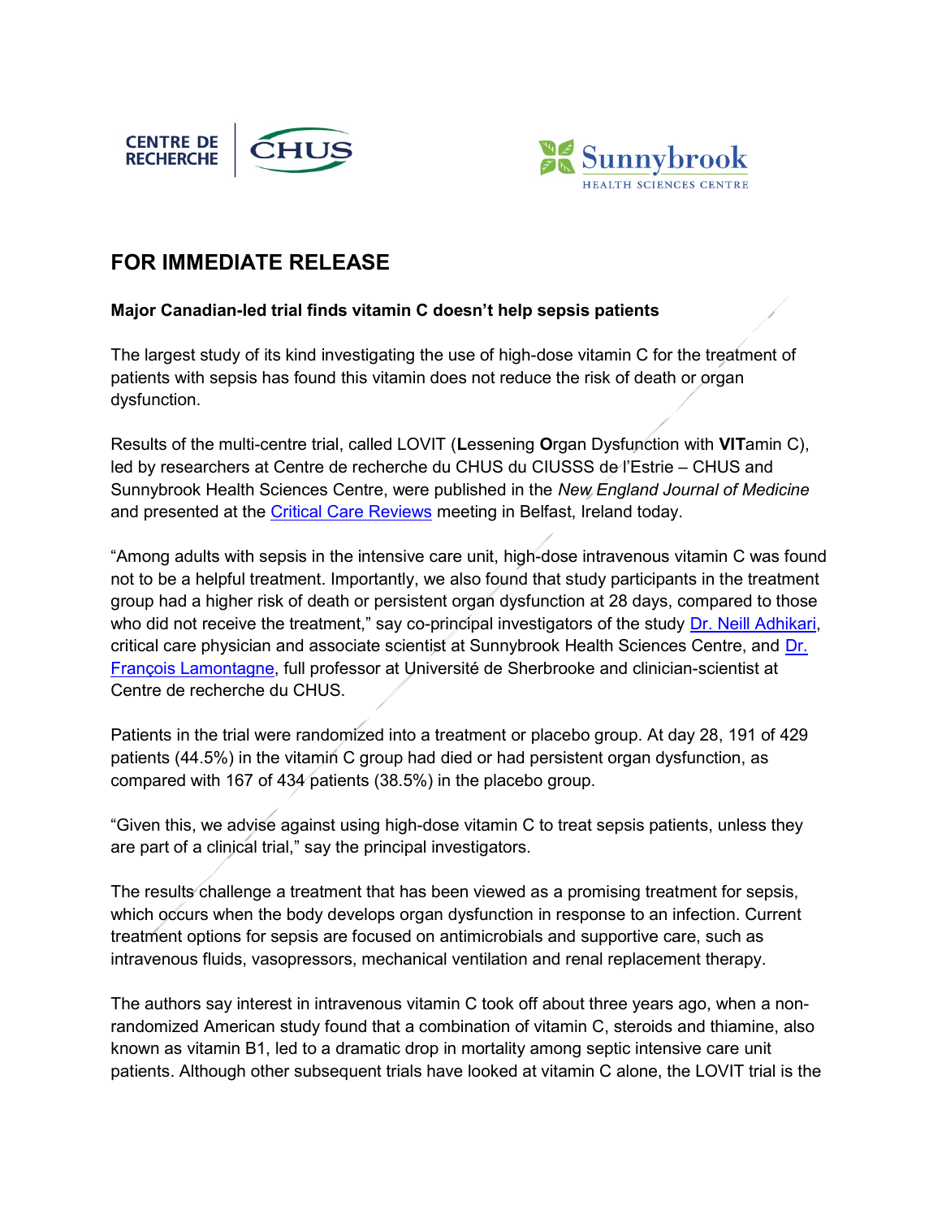CENTRE DE RECHERCHE CHUS

Sunnybrook HEALTH SCIENCES CENTRE

# FOR IMMEDIATE RELEASE

**Major Canadian-led trial finds vitamin C doesn't help sepsis patients**

The largest study of its kind investigating the use of high-dose vitamin C for the treatment of patients with sepsis has found this vitamin does not reduce the risk of death or organ dysfunction.

Results of the multi-centre trial, called LOVIT (**L**essening **O**rgan Dysfunction with **VIT**amin C), led by researchers at Centre de recherche du CHUS du CIUSSS de l'Estrie – CHUS and Sunnybrook Health Sciences Centre, were published in the *New England Journal of Medicine* and presented at the Critical Care Reviews meeting in Belfast, Ireland today.

"Among adults with sepsis in the intensive care unit, high-dose intravenous vitamin C was found not to be a helpful treatment. Importantly, we also found that study participants in the treatment group had a higher risk of death or persistent organ dysfunction at 28 days, compared to those who did not receive the treatment," say co-principal investigators of the study Dr. Neill Adhikari, critical care physician and associate scientist at Sunnybrook Health Sciences Centre, and Dr. François Lamontagne, full professor at Université de Sherbrooke and clinician-scientist at Centre de recherche du CHUS.

Patients in the trial were randomized into a treatment or placebo group. At day 28, 191 of 429 patients (44.5%) in the vitamin C group had died or had persistent organ dysfunction, as compared with 167 of 434 patients (38.5%) in the placebo group.

"Given this, we advise against using high-dose vitamin C to treat sepsis patients, unless they are part of a clinical trial," say the principal investigators.

The results challenge a treatment that has been viewed as a promising treatment for sepsis, which occurs when the body develops organ dysfunction in response to an infection. Current treatment options for sepsis are focused on antimicrobials and supportive care, such as intravenous fluids, vasopressors, mechanical ventilation and renal replacement therapy.

The authors say interest in intravenous vitamin C took off about three years ago, when a non-randomized American study found that a combination of vitamin C, steroids and thiamine, also known as vitamin B1, led to a dramatic drop in mortality among septic intensive care unit patients. Although other subsequent trials have looked at vitamin C alone, the LOVIT trial is the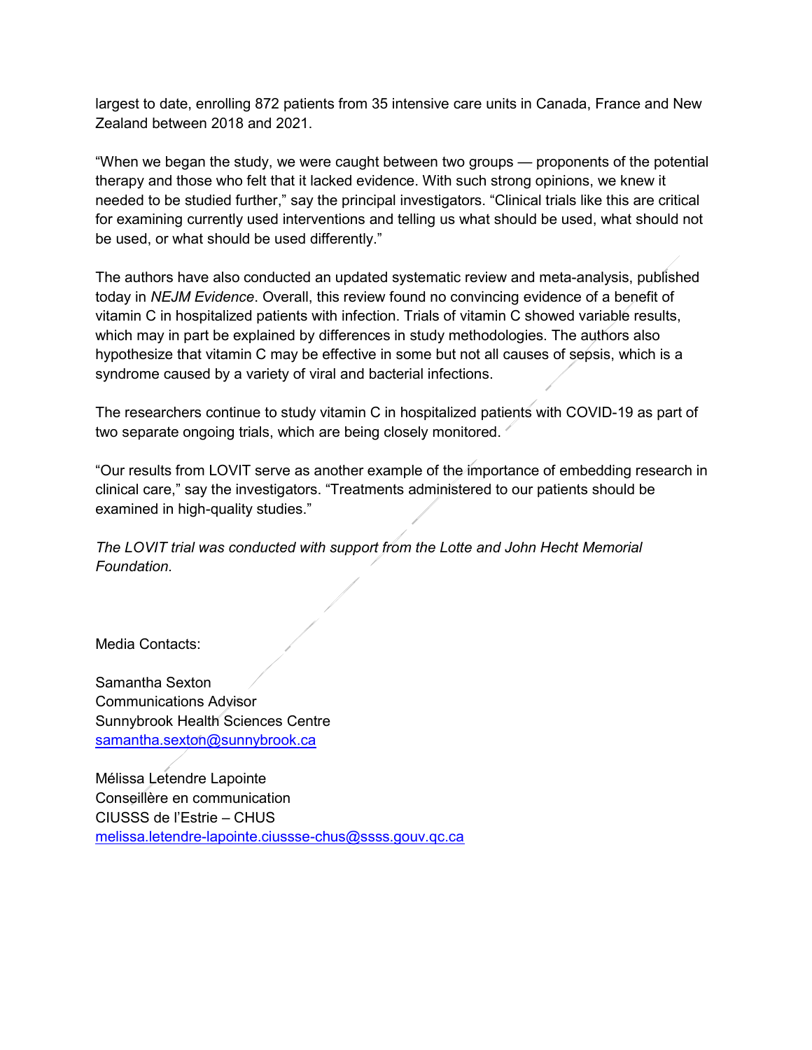largest to date, enrolling 872 patients from 35 intensive care units in Canada, France and New Zealand between 2018 and 2021.

"When we began the study, we were caught between two groups — proponents of the potential therapy and those who felt that it lacked evidence. With such strong opinions, we knew it needed to be studied further," say the principal investigators. "Clinical trials like this are critical for examining currently used interventions and telling us what should be used, what should not be used, or what should be used differently."

The authors have also conducted an updated systematic review and meta-analysis, published today in *NEJM Evidence*. Overall, this review found no convincing evidence of a benefit of vitamin C in hospitalized patients with infection. Trials of vitamin C showed variable results, which may in part be explained by differences in study methodologies. The authors also hypothesize that vitamin C may be effective in some but not all causes of sepsis, which is a syndrome caused by a variety of viral and bacterial infections.

The researchers continue to study vitamin C in hospitalized patients with COVID-19 as part of two separate ongoing trials, which are being closely monitored.

"Our results from LOVIT serve as another example of the importance of embedding research in clinical care," say the investigators. "Treatments administered to our patients should be examined in high-quality studies."

*The LOVIT trial was conducted with support from the Lotte and John Hecht Memorial Foundation.*

Media Contacts:

Samantha Sexton
Communications Advisor
Sunnybrook Health Sciences Centre
samantha.sexton@sunnybrook.ca

Mélissa Letendre Lapointe
Conseillère en communication
CIUSSS de l'Estrie – CHUS
melissa.letendre-lapointe.ciussse-chus@ssss.gouv.qc.ca